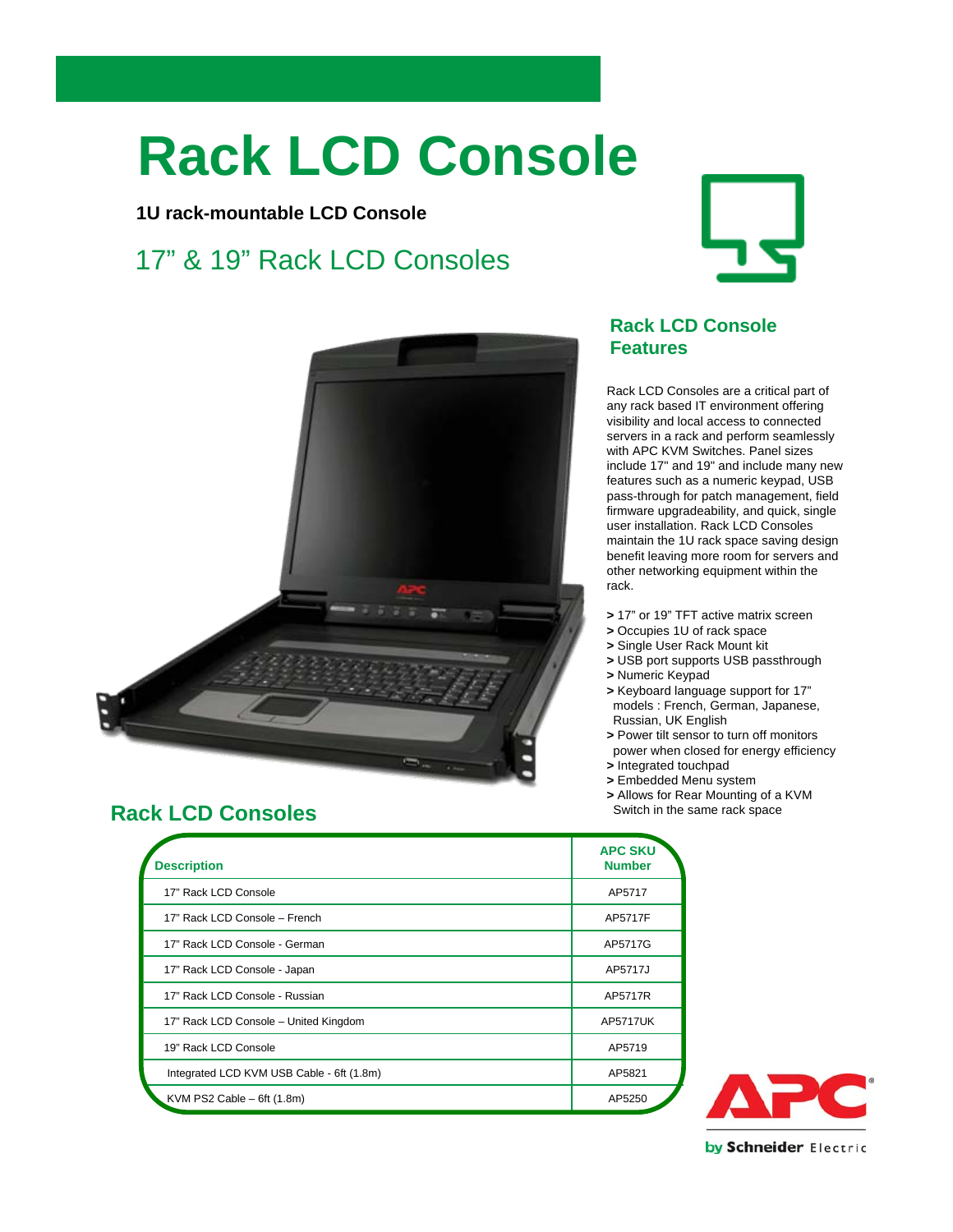# Rack LCD Console

**1U rack-mountable LCD Console**

## 17" & 19" Rack LCD Consoles

### Rack LCD Console Features

Rack LCD Consoles are a critical part of any rack based IT environment offering visibility and local access to connected servers in a rack and perform seamlessly with APC KVM Switches. Panel sizes include 17" and 19" and include many new features such as a numeric keypad, USB pass-through for patch management, field firmware upgradeability, and quick, single user installation. Rack LCD Consoles maintain the 1U rack space saving design benefit leaving more room for servers and other networking equipment within the rack.

- 17" or 19" TFT active matrix screen
- Occupies 1U of rack space
- Single User Rack Mount kit
- USB port supports USB passthrough
- Numeric Keypad
- Keyboard language support for 17" models : French, German, Japanese, Russian, UK English
- Power tilt sensor to turn off monitors power when closed for energy efficiency
- Integrated touchpad
- Embedded Menu system
- Allows for Rear Mounting of a KVM Switch in the same rack space

### Rack LCD Consoles

| Description | APC SKU Number |
|---|---|
| 17" Rack LCD Console | AP5717 |
| 17" Rack LCD Console – French | AP5717F |
| 17" Rack LCD Console - German | AP5717G |
| 17" Rack LCD Console - Japan | AP5717J |
| 17" Rack LCD Console - Russian | AP5717R |
| 17" Rack LCD Console – United Kingdom | AP5717UK |
| 19" Rack LCD Console | AP5719 |
| Integrated LCD KVM USB Cable - 6ft (1.8m) | AP5821 |
| KVM PS2 Cable – 6ft (1.8m) | AP5250 |

APC by Schneider Electric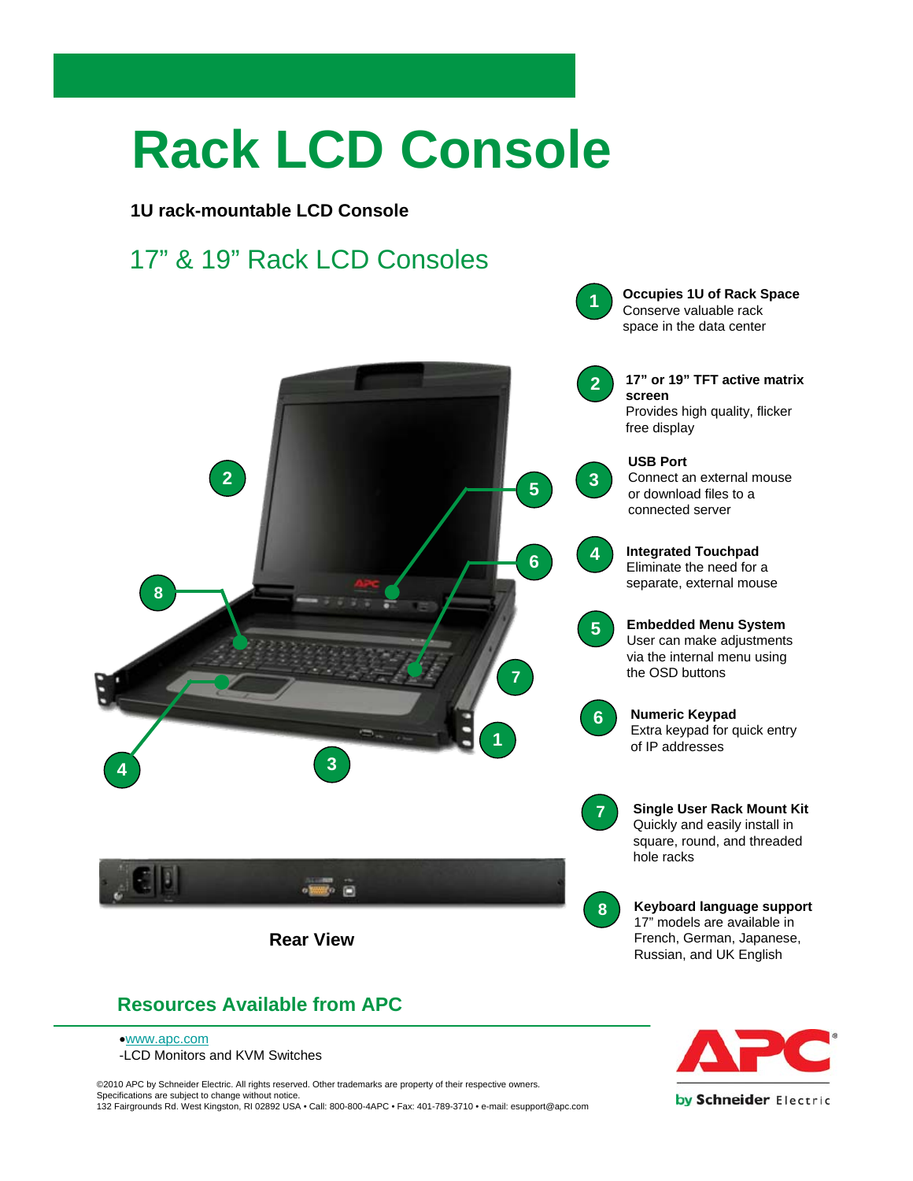# Rack LCD Console

**1U rack-mountable LCD Console**

## 17" & 19" Rack LCD Consoles

1. **Occupies 1U of Rack Space**
   Conserve valuable rack space in the data center
2. **17" or 19" TFT active matrix screen**
   Provides high quality, flicker free display
3. **USB Port**
   Connect an external mouse or download files to a connected server
4. **Integrated Touchpad**
   Eliminate the need for a separate, external mouse
5. **Embedded Menu System**
   User can make adjustments via the internal menu using the OSD buttons
6. **Numeric Keypad**
   Extra keypad for quick entry of IP addresses
7. **Single User Rack Mount Kit**
   Quickly and easily install in square, round, and threaded hole racks
8. **Keyboard language support**
   17" models are available in French, German, Japanese, Russian, and UK English

**Rear View**

## Resources Available from APC

- www.apc.com

-LCD Monitors and KVM Switches

©2010 APC by Schneider Electric. All rights reserved. Other trademarks are property of their respective owners.
Specifications are subject to change without notice.
132 Fairgrounds Rd. West Kingston, RI 02892 USA • Call: 800-800-4APC • Fax: 401-789-3710 • e-mail: esupport@apc.com

APC by Schneider Electric